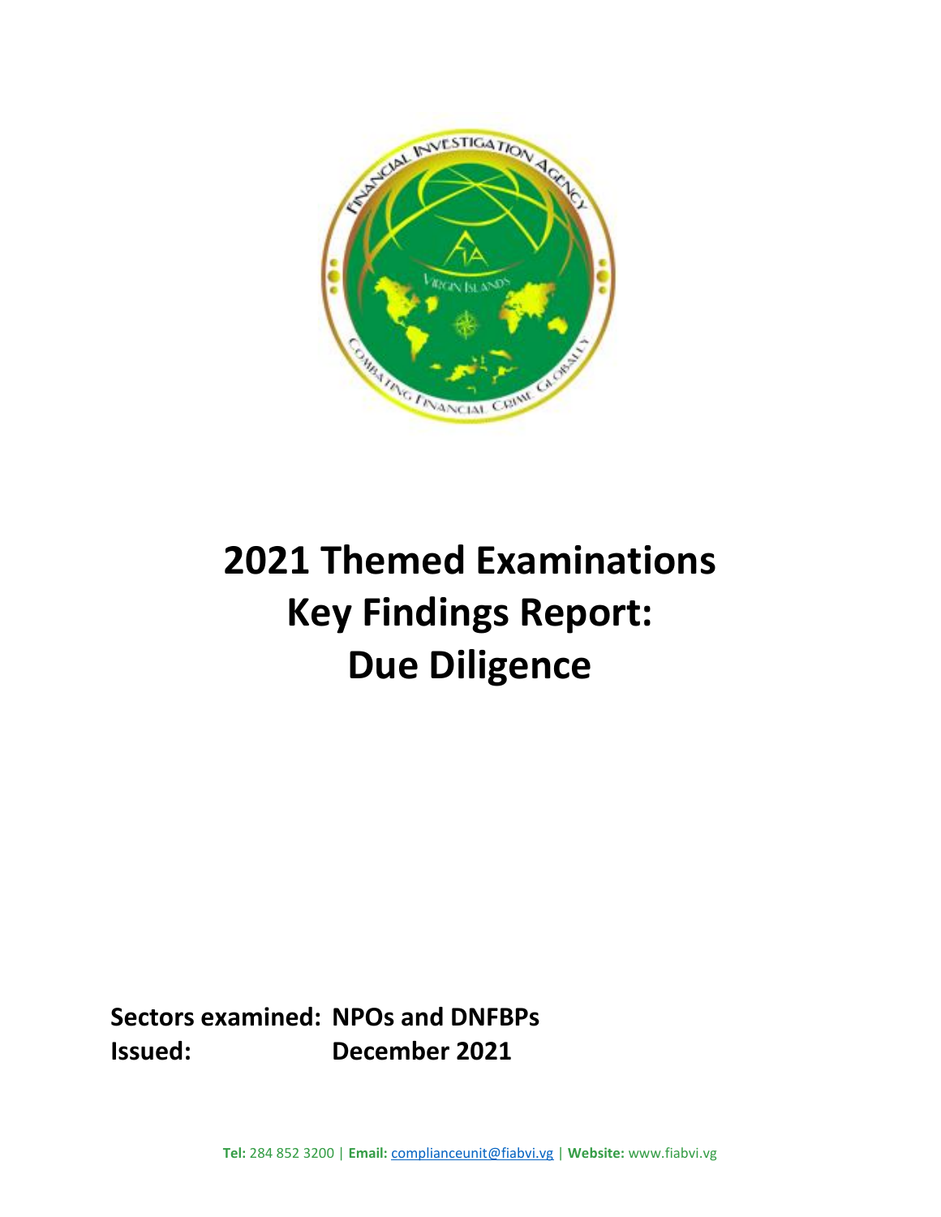# 2021 Themed Examinations Key Findings Report: Due Diligence

**Sectors examined:** **NPOs and DNFBPs**

**Issued:** **December 2021**

**Tel:** 284 852 3200 | **Email:** compliancefiabvi.vg | **Website:** www.fiabvi.vg

# 2021 Themed Examinations Key Findings Report: Due Diligence

**Sectors examined:** **NPOs and DNFBPs**

**Issued:** **December 2021**

**Tel:** 284 852 3200 | **Email:** complianceunit@fiabvi.vg | **Website:** www.fiabvi.vg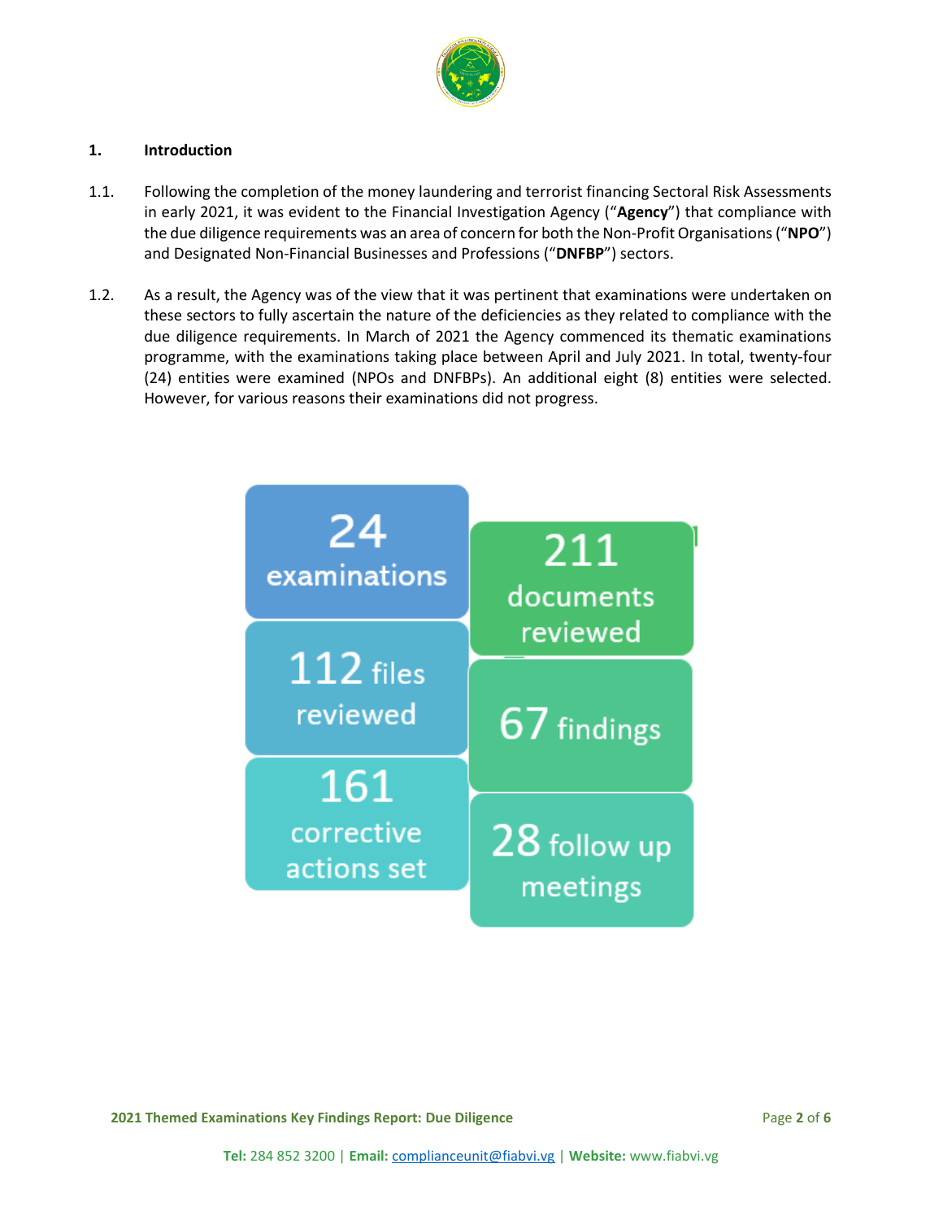## 1. Introduction

1.1. Following the completion of the money laundering and terrorist financing Sectoral Risk Assessments in early 2021, it was evident to the Financial Investigation Agency ("**Agency**") that compliance with the due diligence requirements was an area of concern for both the Non-Profit Organisations ("**NPO**") and Designated Non-Financial Businesses and Professions ("**DNFBP**") sectors.

1.2. As a result, the Agency was of the view that it was pertinent that examinations were undertaken on these sectors to fully ascertain the nature of the deficiencies as they related to compliance with the due diligence requirements. In March of 2021 the Agency commenced its thematic examinations programme, with the examinations taking place between April and July 2021. In total, twenty-four (24) entities were examined (NPOs and DNFBPs). An additional eight (8) entities were selected. However, for various reasons their examinations did not progress.

24 examinations

211 documents reviewed

112 files reviewed

67 findings

161 corrective actions set

28 follow up meetings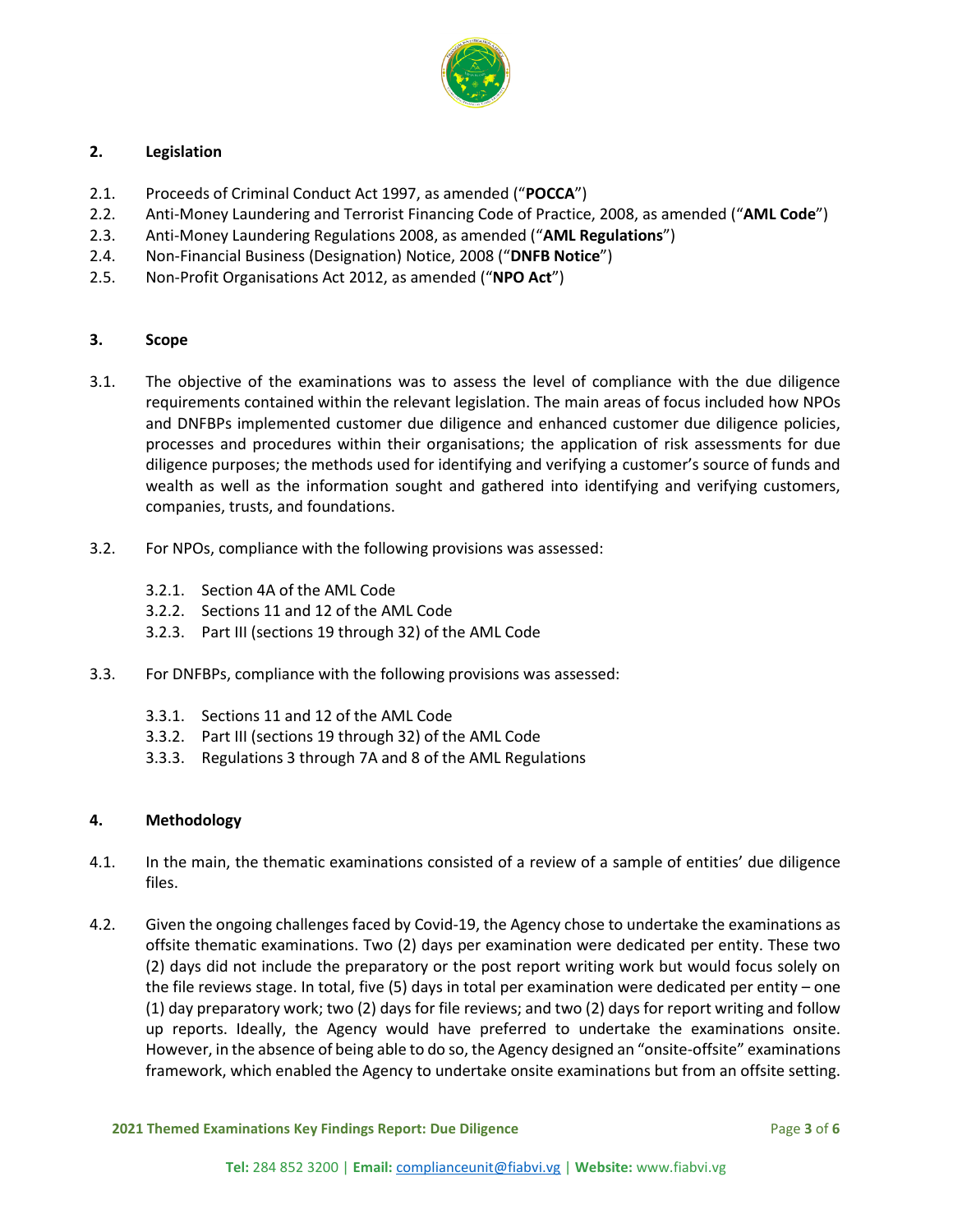## 2. Legislation

2.1. Proceeds of Criminal Conduct Act 1997, as amended ("**POCCA**")

2.2. Anti-Money Laundering and Terrorist Financing Code of Practice, 2008, as amended ("**AML Code**")

2.3. Anti-Money Laundering Regulations 2008, as amended ("**AML Regulations**")

2.4. Non-Financial Business (Designation) Notice, 2008 ("**DNFB Notice**")

2.5. Non-Profit Organisations Act 2012, as amended ("**NPO Act**")

## 3. Scope

3.1. The objective of the examinations was to assess the level of compliance with the due diligence requirements contained within the relevant legislation. The main areas of focus included how NPOs and DNFBPs implemented customer due diligence and enhanced customer due diligence policies, processes and procedures within their organisations; the application of risk assessments for due diligence purposes; the methods used for identifying and verifying a customer's source of funds and wealth as well as the information sought and gathered into identifying and verifying customers, companies, trusts, and foundations.

3.2. For NPOs, compliance with the following provisions was assessed:

3.2.1. Section 4A of the AML Code

3.2.2. Sections 11 and 12 of the AML Code

3.2.3. Part III (sections 19 through 32) of the AML Code

3.3. For DNFBPs, compliance with the following provisions was assessed:

3.3.1. Sections 11 and 12 of the AML Code

3.3.2. Part III (sections 19 through 32) of the AML Code

3.3.3. Regulations 3 through 7A and 8 of the AML Regulations

## 4. Methodology

4.1. In the main, the thematic examinations consisted of a review of a sample of entities' due diligence files.

4.2. Given the ongoing challenges faced by Covid-19, the Agency chose to undertake the examinations as offsite thematic examinations. Two (2) days per examination were dedicated per entity. These two (2) days did not include the preparatory or the post report writing work but would focus solely on the file reviews stage. In total, five (5) days in total per examination were dedicated per entity – one (1) day preparatory work; two (2) days for file reviews; and two (2) days for report writing and follow up reports. Ideally, the Agency would have preferred to undertake the examinations onsite. However, in the absence of being able to do so, the Agency designed an "onsite-offsite" examinations framework, which enabled the Agency to undertake onsite examinations but from an offsite setting.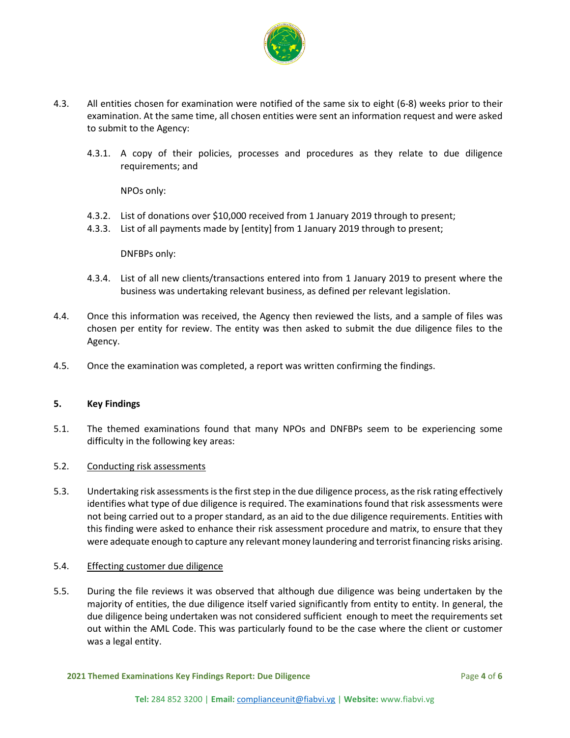4.3. All entities chosen for examination were notified of the same six to eight (6-8) weeks prior to their examination. At the same time, all chosen entities were sent an information request and were asked to submit to the Agency:

4.3.1. A copy of their policies, processes and procedures as they relate to due diligence requirements; and

NPOs only:

4.3.2. List of donations over $10,000 received from 1 January 2019 through to present;

4.3.3. List of all payments made by [entity] from 1 January 2019 through to present;

DNFBPs only:

4.3.4. List of all new clients/transactions entered into from 1 January 2019 to present where the business was undertaking relevant business, as defined per relevant legislation.

4.4. Once this information was received, the Agency then reviewed the lists, and a sample of files was chosen per entity for review. The entity was then asked to submit the due diligence files to the Agency.

4.5. Once the examination was completed, a report was written confirming the findings.

## 5. Key Findings

5.1. The themed examinations found that many NPOs and DNFBPs seem to be experiencing some difficulty in the following key areas:

5.2. <u>Conducting risk assessments</u>

5.3. Undertaking risk assessments is the first step in the due diligence process, as the risk rating effectively identifies what type of due diligence is required. The examinations found that risk assessments were not being carried out to a proper standard, as an aid to the due diligence requirements. Entities with this finding were asked to enhance their risk assessment procedure and matrix, to ensure that they were adequate enough to capture any relevant money laundering and terrorist financing risks arising.

5.4. <u>Effecting customer due diligence</u>

5.5. During the file reviews it was observed that although due diligence was being undertaken by the majority of entities, the due diligence itself varied significantly from entity to entity. In general, the due diligence being undertaken was not considered sufficient enough to meet the requirements set out within the AML Code. This was particularly found to be the case where the client or customer was a legal entity.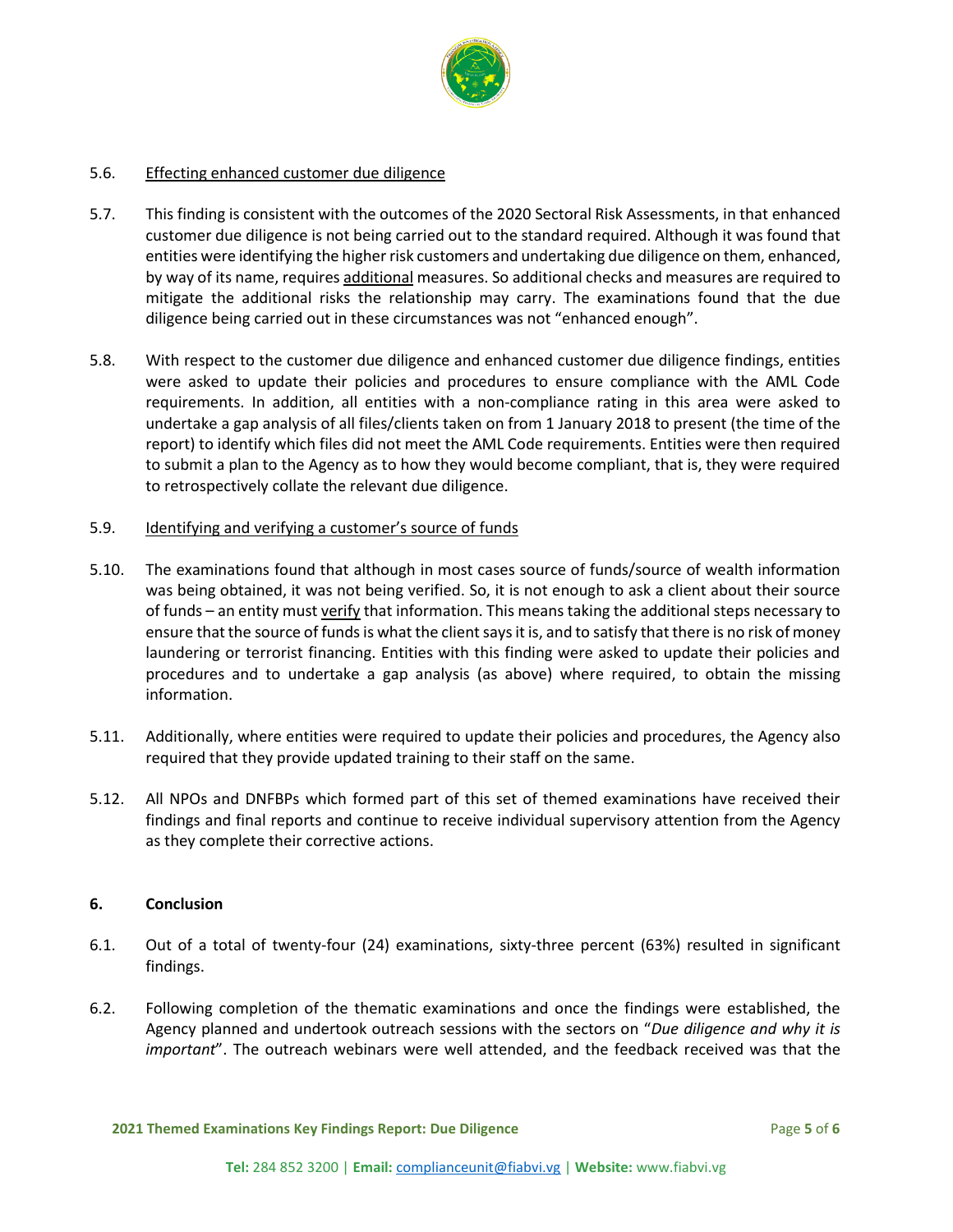5.6. Effecting enhanced customer due diligence

5.7. This finding is consistent with the outcomes of the 2020 Sectoral Risk Assessments, in that enhanced customer due diligence is not being carried out to the standard required. Although it was found that entities were identifying the higher risk customers and undertaking due diligence on them, enhanced, by way of its name, requires additional measures. So additional checks and measures are required to mitigate the additional risks the relationship may carry. The examinations found that the due diligence being carried out in these circumstances was not "enhanced enough".

5.8. With respect to the customer due diligence and enhanced customer due diligence findings, entities were asked to update their policies and procedures to ensure compliance with the AML Code requirements. In addition, all entities with a non-compliance rating in this area were asked to undertake a gap analysis of all files/clients taken on from 1 January 2018 to present (the time of the report) to identify which files did not meet the AML Code requirements. Entities were then required to submit a plan to the Agency as to how they would become compliant, that is, they were required to retrospectively collate the relevant due diligence.

5.9. Identifying and verifying a customer's source of funds

5.10. The examinations found that although in most cases source of funds/source of wealth information was being obtained, it was not being verified. So, it is not enough to ask a client about their source of funds – an entity must verify that information. This means taking the additional steps necessary to ensure that the source of funds is what the client says it is, and to satisfy that there is no risk of money laundering or terrorist financing. Entities with this finding were asked to update their policies and procedures and to undertake a gap analysis (as above) where required, to obtain the missing information.

5.11. Additionally, where entities were required to update their policies and procedures, the Agency also required that they provide updated training to their staff on the same.

5.12. All NPOs and DNFBPs which formed part of this set of themed examinations have received their findings and final reports and continue to receive individual supervisory attention from the Agency as they complete their corrective actions.

## 6. Conclusion

6.1. Out of a total of twenty-four (24) examinations, sixty-three percent (63%) resulted in significant findings.

6.2. Following completion of the thematic examinations and once the findings were established, the Agency planned and undertook outreach sessions with the sectors on "*Due diligence and why it is important*". The outreach webinars were well attended, and the feedback received was that the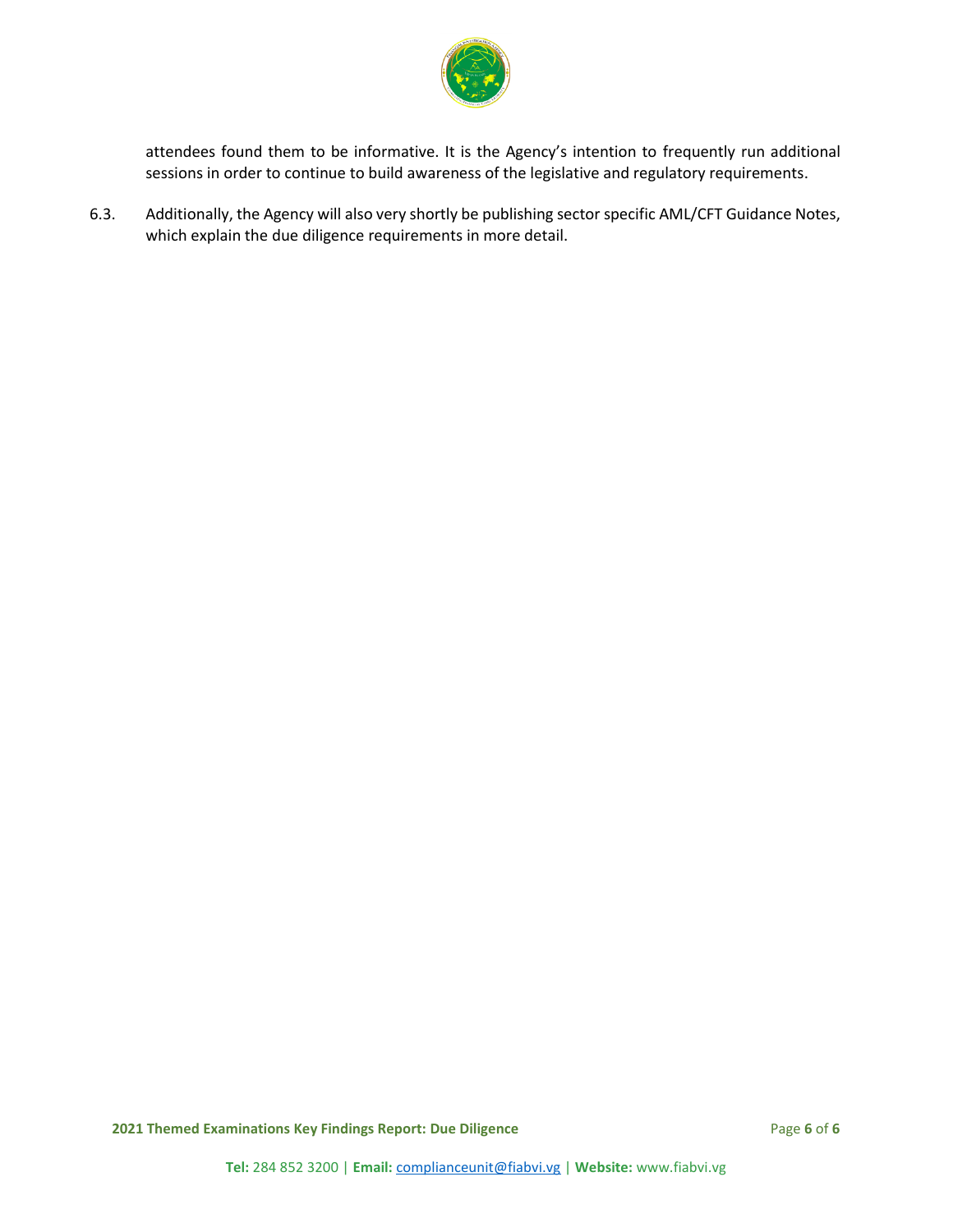attendees found them to be informative. It is the Agency's intention to frequently run additional sessions in order to continue to build awareness of the legislative and regulatory requirements.

6.3. Additionally, the Agency will also very shortly be publishing sector specific AML/CFT Guidance Notes, which explain the due diligence requirements in more detail.